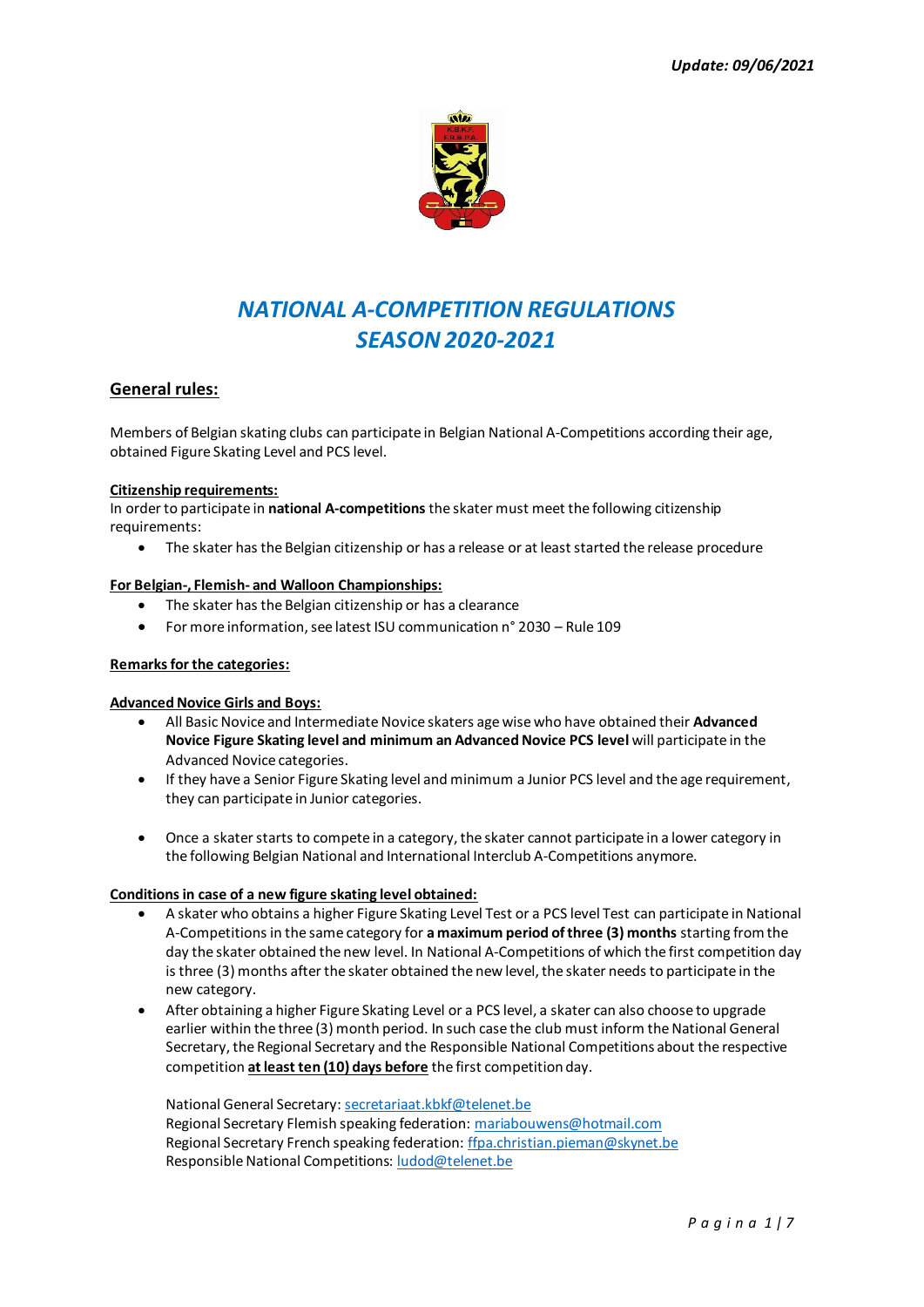*Update: 09/06/2021*

# *NATIONAL A-COMPETITION REGULATIONS SEASON 2020-2021*

## General rules:

Members of Belgian skating clubs can participate in Belgian National A-Competitions according their age, obtained Figure Skating Level and PCS level.

**Citizenship requirements:**
In order to participate in **national A-competitions** the skater must meet the following citizenship requirements:

- The skater has the Belgian citizenship or has a release or at least started the release procedure

**For Belgian-, Flemish- and Walloon Championships:**

- The skater has the Belgian citizenship or has a clearance
- For more information, see latest ISU communication n° 2030 – Rule 109

**Remarks for the categories:**

**Advanced Novice Girls and Boys:**

- All Basic Novice and Intermediate Novice skaters age wise who have obtained their **Advanced Novice Figure Skating level and minimum an Advanced Novice PCS level** will participate in the Advanced Novice categories.
- If they have a Senior Figure Skating level and minimum a Junior PCS level and the age requirement, they can participate in Junior categories.
- Once a skater starts to compete in a category, the skater cannot participate in a lower category in the following Belgian National and International Interclub A-Competitions anymore.

**Conditions in case of a new figure skating level obtained:**

- A skater who obtains a higher Figure Skating Level Test or a PCS level Test can participate in National A-Competitions in the same category for **a maximum period of three (3) months** starting from the day the skater obtained the new level. In National A-Competitions of which the first competition day is three (3) months after the skater obtained the new level, the skater needs to participate in the new category.
- After obtaining a higher Figure Skating Level or a PCS level, a skater can also choose to upgrade earlier within the three (3) month period. In such case the club must inform the National General Secretary, the Regional Secretary and the Responsible National Competitions about the respective competition **at least ten (10) days before** the first competition day.

  National General Secretary: secretariaat.kbkf@telenet.be
  Regional Secretary Flemish speaking federation: mariabouwens@hotmail.com
  Regional Secretary French speaking federation: ffpa.christian.pieman@skynet.be
  Responsible National Competitions: ludod@telenet.be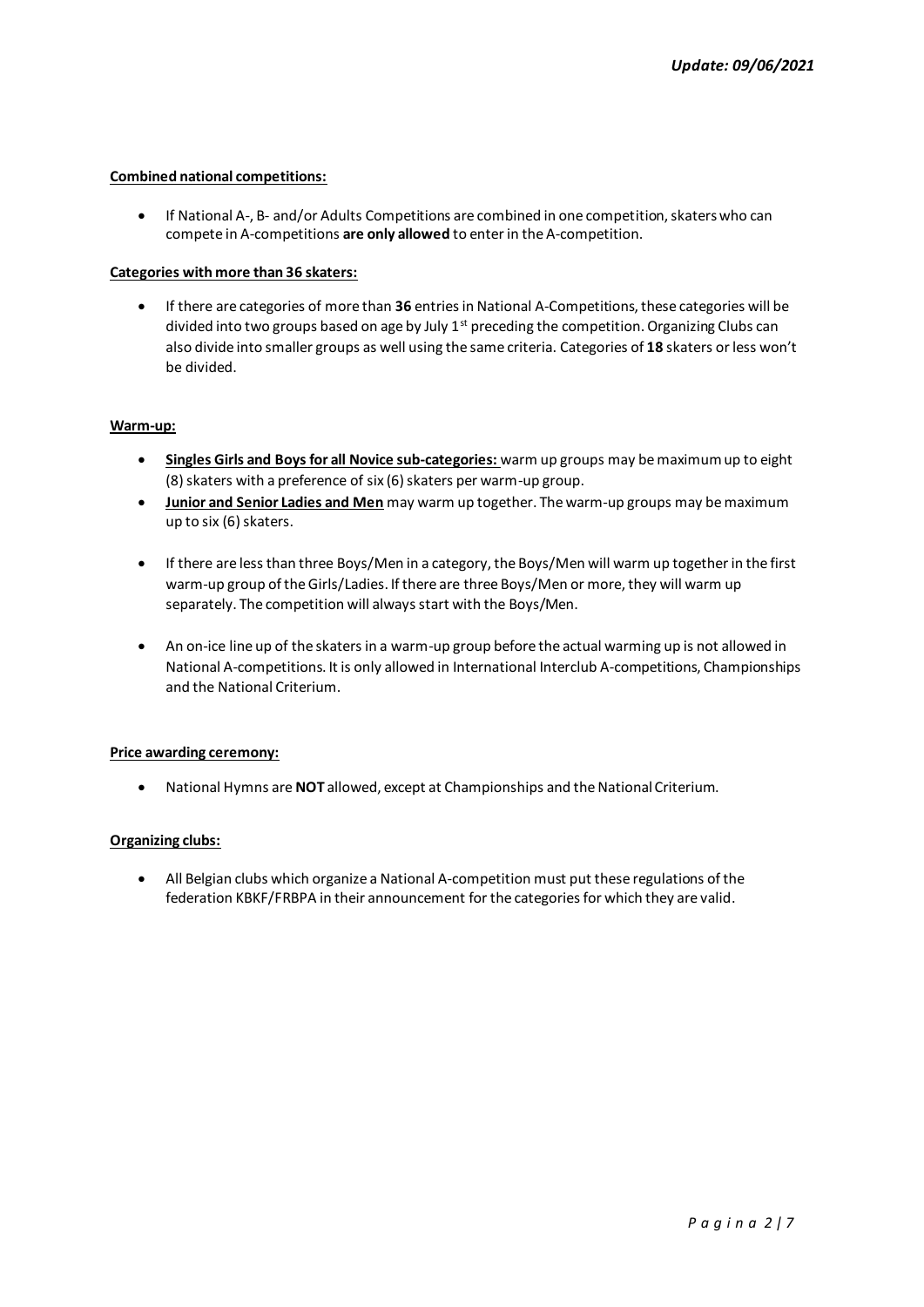**Combined national competitions:**

- If National A-, B- and/or Adults Competitions are combined in one competition, skaters who can compete in A-competitions **are only allowed** to enter in the A-competition.

**Categories with more than 36 skaters:**

- If there are categories of more than **36** entries in National A-Competitions, these categories will be divided into two groups based on age by July 1st preceding the competition. Organizing Clubs can also divide into smaller groups as well using the same criteria. Categories of **18** skaters or less won't be divided.

**Warm-up:**

- **Singles Girls and Boys for all Novice sub-categories:** warm up groups may be maximum up to eight (8) skaters with a preference of six (6) skaters per warm-up group.
- **Junior and Senior Ladies and Men** may warm up together. The warm-up groups may be maximum up to six (6) skaters.
- If there are less than three Boys/Men in a category, the Boys/Men will warm up together in the first warm-up group of the Girls/Ladies. If there are three Boys/Men or more, they will warm up separately. The competition will always start with the Boys/Men.
- An on-ice line up of the skaters in a warm-up group before the actual warming up is not allowed in National A-competitions. It is only allowed in International Interclub A-competitions, Championships and the National Criterium.

**Price awarding ceremony:**

- National Hymns are **NOT** allowed, except at Championships and the National Criterium.

**Organizing clubs:**

- All Belgian clubs which organize a National A-competition must put these regulations of the federation KBKF/FRBPA in their announcement for the categories for which they are valid.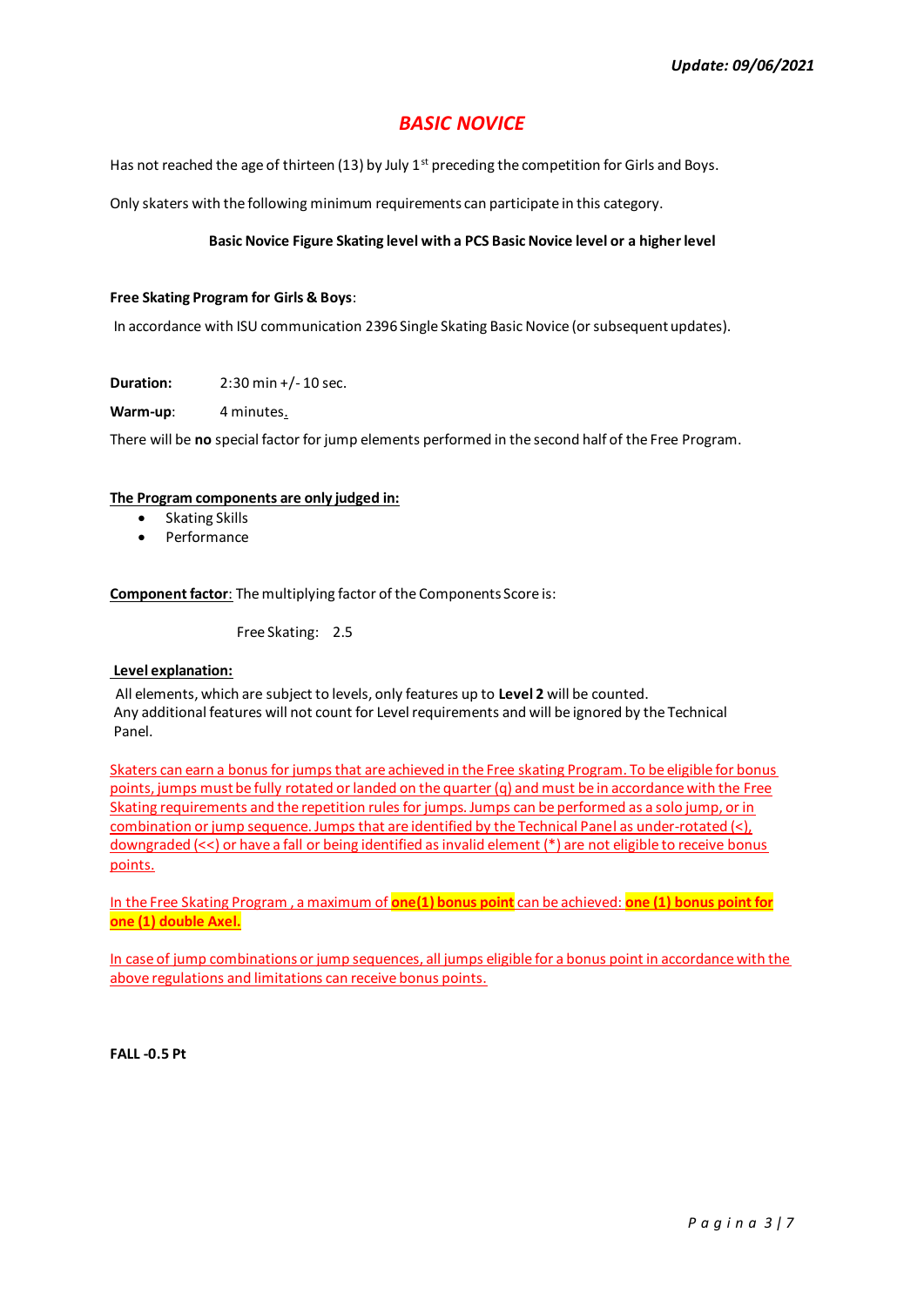***Update: 09/06/2021***

# *BASIC NOVICE*

Has not reached the age of thirteen (13) by July 1st preceding the competition for Girls and Boys.

Only skaters with the following minimum requirements can participate in this category.

**Basic Novice Figure Skating level with a PCS Basic Novice level or a higher level**

**Free Skating Program for Girls & Boys**:

In accordance with ISU communication 2396 Single Skating Basic Novice (or subsequent updates).

**Duration:** 2:30 min +/- 10 sec.

**Warm-up**: 4 minutes.

There will be **no** special factor for jump elements performed in the second half of the Free Program.

**The Program components are only judged in:**

- Skating Skills
- Performance

**Component factor**: The multiplying factor of the Components Score is:

Free Skating: 2.5

**Level explanation:**

All elements, which are subject to levels, only features up to **Level 2** will be counted.
Any additional features will not count for Level requirements and will be ignored by the Technical Panel.

Skaters can earn a bonus for jumps that are achieved in the Free skating Program. To be eligible for bonus points, jumps must be fully rotated or landed on the quarter (q) and must be in accordance with the Free Skating requirements and the repetition rules for jumps. Jumps can be performed as a solo jump, or in combination or jump sequence. Jumps that are identified by the Technical Panel as under-rotated (<), downgraded (<<) or have a fall or being identified as invalid element (*) are not eligible to receive bonus points.

In the Free Skating Program , a maximum of **one(1) bonus point** can be achieved: **one (1) bonus point for one (1) double Axel.**

In case of jump combinations or jump sequences, all jumps eligible for a bonus point in accordance with the above regulations and limitations can receive bonus points.

**FALL -0.5 Pt**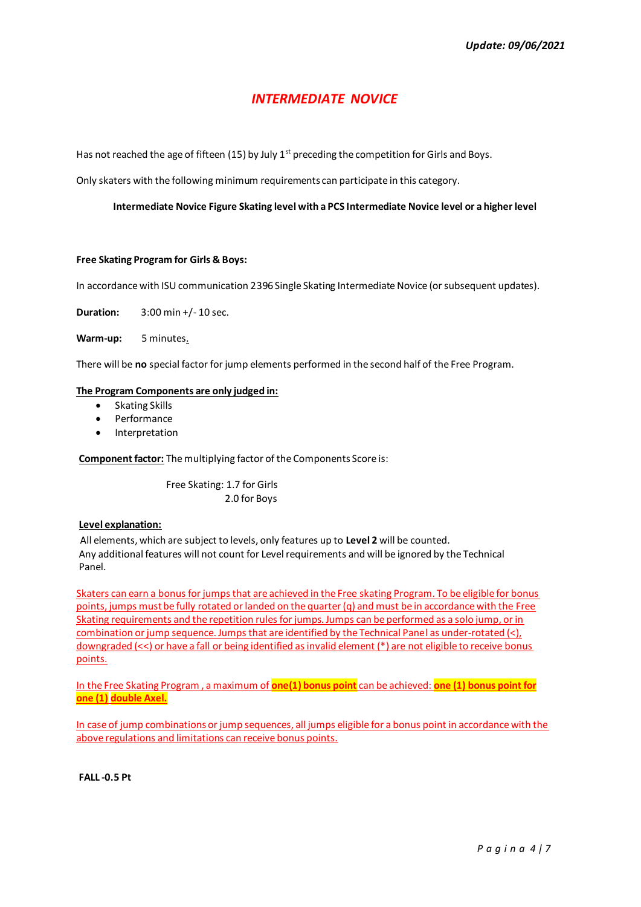*Update: 09/06/2021*

# *INTERMEDIATE NOVICE*

Has not reached the age of fifteen (15) by July 1st preceding the competition for Girls and Boys.

Only skaters with the following minimum requirements can participate in this category.

**Intermediate Novice Figure Skating level with a PCS Intermediate Novice level or a higher level**

**Free Skating Program for Girls & Boys:**

In accordance with ISU communication 2396 Single Skating Intermediate Novice (or subsequent updates).

**Duration:** 3:00 min +/- 10 sec.

**Warm-up:** 5 minutes.

There will be **no** special factor for jump elements performed in the second half of the Free Program.

**The Program Components are only judged in:**

- Skating Skills
- Performance
- Interpretation

**Component factor:** The multiplying factor of the Components Score is:

Free Skating: 1.7 for Girls
2.0 for Boys

**Level explanation:**

All elements, which are subject to levels, only features up to **Level 2** will be counted.
Any additional features will not count for Level requirements and will be ignored by the Technical Panel.

Skaters can earn a bonus for jumps that are achieved in the Free skating Program. To be eligible for bonus points, jumps must be fully rotated or landed on the quarter (q) and must be in accordance with the Free Skating requirements and the repetition rules for jumps. Jumps can be performed as a solo jump, or in combination or jump sequence. Jumps that are identified by the Technical Panel as under-rotated (<), downgraded (<<) or have a fall or being identified as invalid element (*) are not eligible to receive bonus points.

In the Free Skating Program , a maximum of **one(1) bonus point** can be achieved: **one (1) bonus point for one (1) double Axel.**

In case of jump combinations or jump sequences, all jumps eligible for a bonus point in accordance with the above regulations and limitations can receive bonus points.

**FALL -0.5 Pt**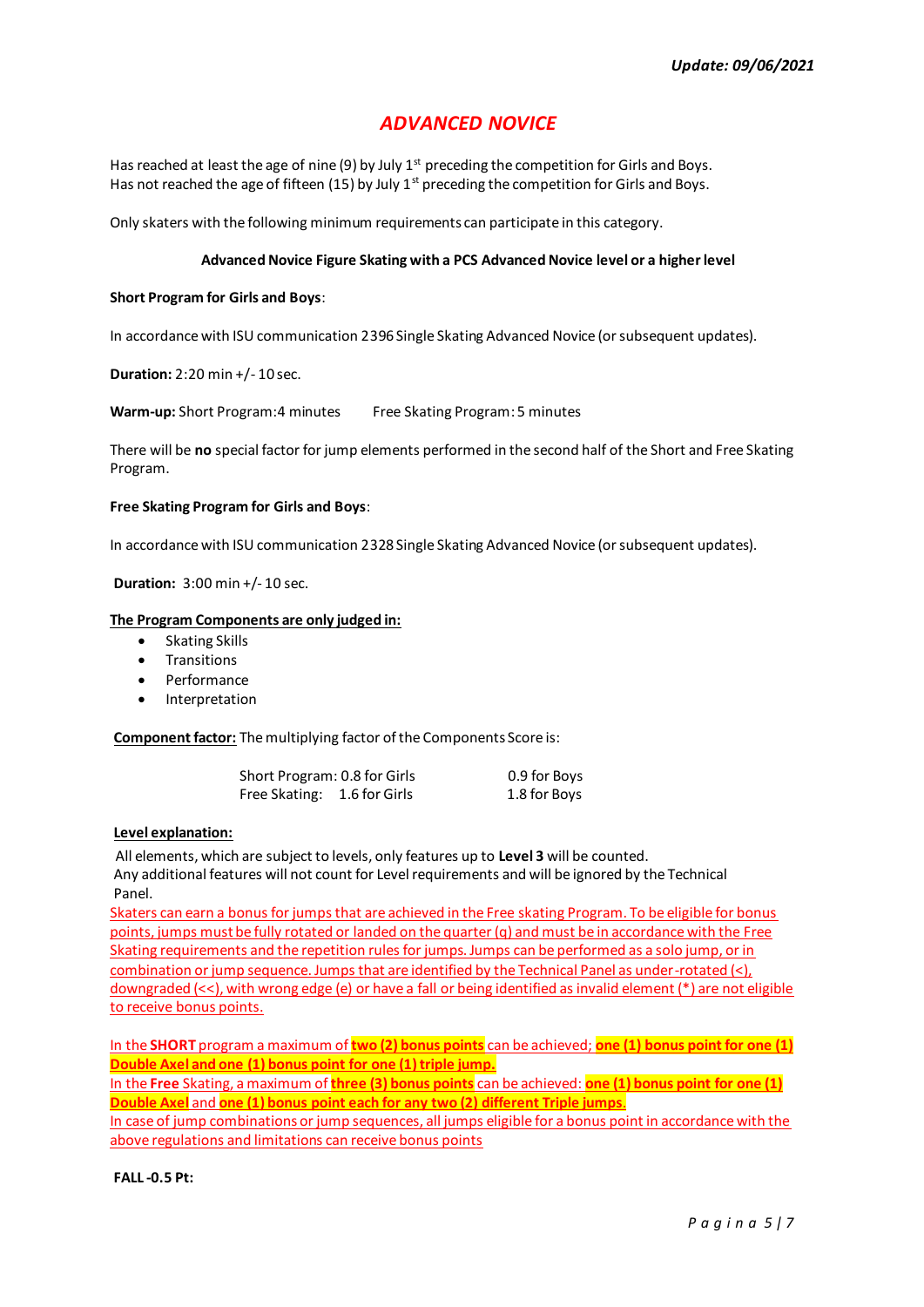***Update: 09/06/2021***

# *ADVANCED NOVICE*

Has reached at least the age of nine (9) by July 1st preceding the competition for Girls and Boys.
Has not reached the age of fifteen (15) by July 1st preceding the competition for Girls and Boys.

Only skaters with the following minimum requirements can participate in this category.

**Advanced Novice Figure Skating with a PCS Advanced Novice level or a higher level**

**Short Program for Girls and Boys**:

In accordance with ISU communication 2396 Single Skating Advanced Novice (or subsequent updates).

**Duration:** 2:20 min +/- 10 sec.

**Warm-up:** Short Program: 4 minutes    Free Skating Program: 5 minutes

There will be **no** special factor for jump elements performed in the second half of the Short and Free Skating Program.

**Free Skating Program for Girls and Boys**:

In accordance with ISU communication 2328 Single Skating Advanced Novice (or subsequent updates).

**Duration:** 3:00 min +/- 10 sec.

**The Program Components are only judged in:**

- Skating Skills
- Transitions
- Performance
- Interpretation

**Component factor:** The multiplying factor of the Components Score is:

| | Girls | Boys |
|---|---|---|
| Short Program: | 0.8 for Girls | 0.9 for Boys |
| Free Skating: | 1.6 for Girls | 1.8 for Boys |

**Level explanation:**

All elements, which are subject to levels, only features up to **Level 3** will be counted.
Any additional features will not count for Level requirements and will be ignored by the Technical Panel.

Skaters can earn a bonus for jumps that are achieved in the Free skating Program. To be eligible for bonus points, jumps must be fully rotated or landed on the quarter (q) and must be in accordance with the Free Skating requirements and the repetition rules for jumps. Jumps can be performed as a solo jump, or in combination or jump sequence. Jumps that are identified by the Technical Panel as under-rotated (<), downgraded (<<), with wrong edge (e) or have a fall or being identified as invalid element (*) are not eligible to receive bonus points.

In the **SHORT** program a maximum of **two (2) bonus points** can be achieved; **one (1) bonus point for one (1) Double Axel and one (1) bonus point for one (1) triple jump.**
In the **Free** Skating, a maximum of **three (3) bonus points** can be achieved: **one (1) bonus point for one (1) Double Axel** and **one (1) bonus point each for any two (2) different Triple jumps.**
In case of jump combinations or jump sequences, all jumps eligible for a bonus point in accordance with the above regulations and limitations can receive bonus points

**FALL -0.5 Pt:**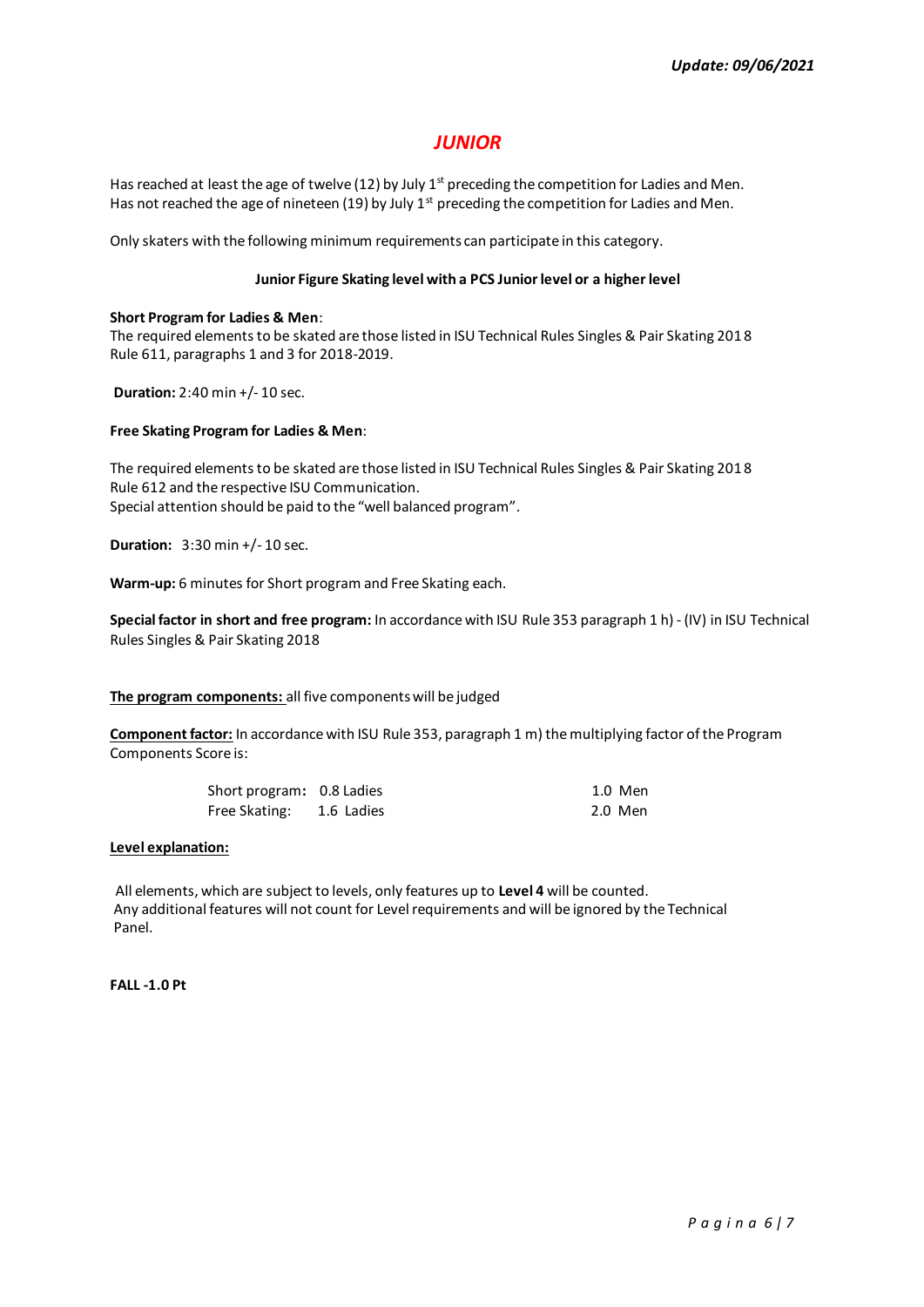*Update: 09/06/2021*

# *JUNIOR*

Has reached at least the age of twelve (12) by July 1st preceding the competition for Ladies and Men.
Has not reached the age of nineteen (19) by July 1st preceding the competition for Ladies and Men.

Only skaters with the following minimum requirements can participate in this category.

**Junior Figure Skating level with a PCS Junior level or a higher level**

**Short Program for Ladies & Men**:
The required elements to be skated are those listed in ISU Technical Rules Singles & Pair Skating 2018 Rule 611, paragraphs 1 and 3 for 2018-2019.

**Duration:** 2:40 min +/- 10 sec.

**Free Skating Program for Ladies & Men**:

The required elements to be skated are those listed in ISU Technical Rules Singles & Pair Skating 2018 Rule 612 and the respective ISU Communication.
Special attention should be paid to the "well balanced program".

**Duration:** 3:30 min +/- 10 sec.

**Warm-up:** 6 minutes for Short program and Free Skating each.

**Special factor in short and free program:** In accordance with ISU Rule 353 paragraph 1 h) - (IV) in ISU Technical Rules Singles & Pair Skating 2018

**The program components:** all five components will be judged

**Component factor:** In accordance with ISU Rule 353, paragraph 1 m) the multiplying factor of the Program Components Score is:

| | | |
|---|---|---|
| Short program: | 0.8 Ladies | 1.0 Men |
| Free Skating: | 1.6 Ladies | 2.0 Men |

**Level explanation:**

All elements, which are subject to levels, only features up to **Level 4** will be counted.
Any additional features will not count for Level requirements and will be ignored by the Technical Panel.

**FALL -1.0 Pt**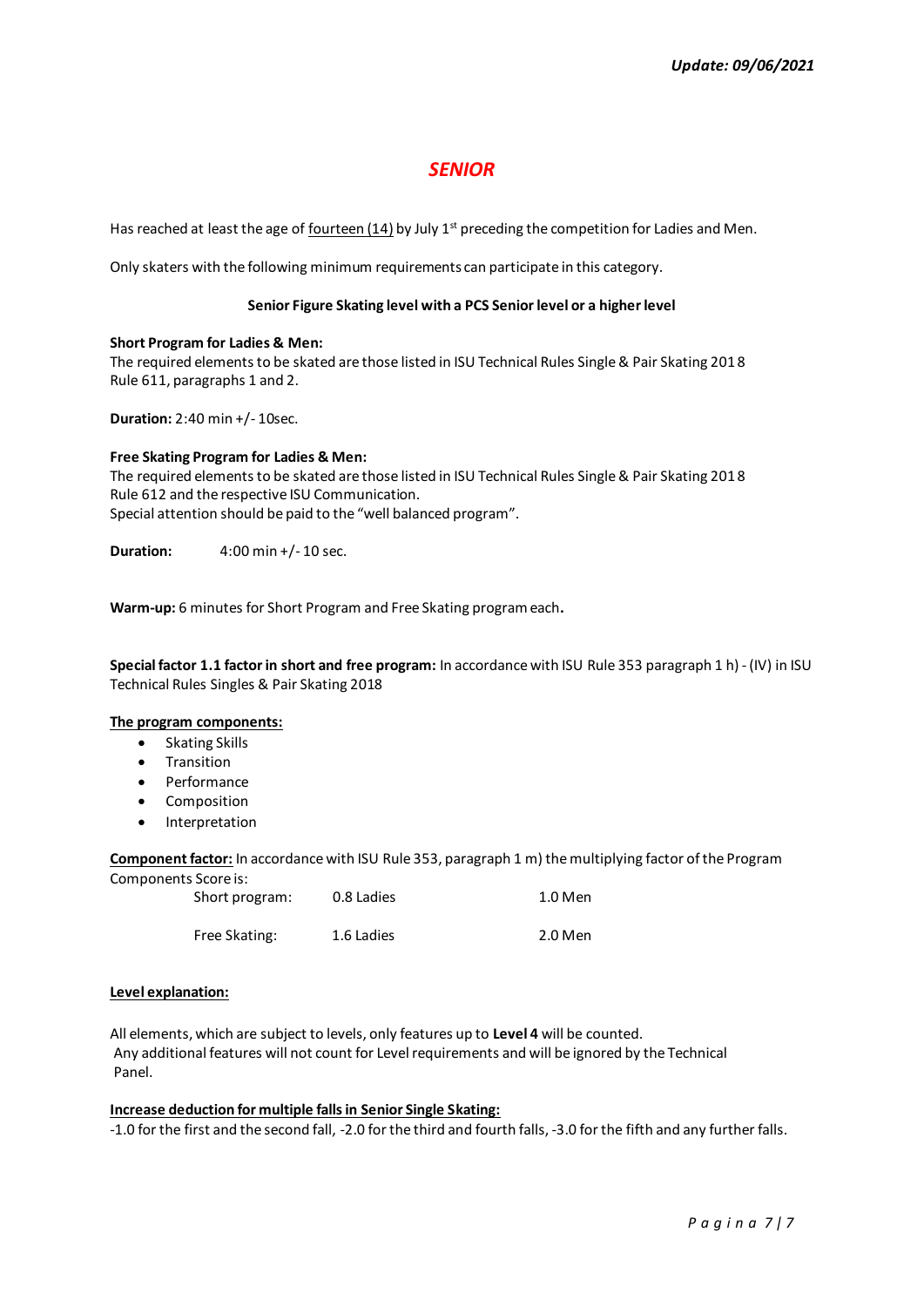Update: 09/06/2021

## SENIOR

Has reached at least the age of fourteen (14) by July 1st preceding the competition for Ladies and Men.

Only skaters with the following minimum requirements can participate in this category.

**Senior Figure Skating level with a PCS Senior level or a higher level**

**Short Program for Ladies & Men:**
The required elements to be skated are those listed in ISU Technical Rules Single & Pair Skating 2018 Rule 611, paragraphs 1 and 2.

**Duration:** 2:40 min +/- 10sec.

**Free Skating Program for Ladies & Men:**
The required elements to be skated are those listed in ISU Technical Rules Single & Pair Skating 2018 Rule 612 and the respective ISU Communication.
Special attention should be paid to the "well balanced program".

**Duration:** 4:00 min +/- 10 sec.

**Warm-up:** 6 minutes for Short Program and Free Skating program each**.**

**Special factor 1.1 factor in short and free program:** In accordance with ISU Rule 353 paragraph 1 h) - (IV) in ISU Technical Rules Singles & Pair Skating 2018

**The program components:**

- Skating Skills
- Transition
- Performance
- Composition
- Interpretation

**Component factor:** In accordance with ISU Rule 353, paragraph 1 m) the multiplying factor of the Program Components Score is:

| | | |
|---|---|---|
| Short program: | 0.8 Ladies | 1.0 Men |
| Free Skating: | 1.6 Ladies | 2.0 Men |

**Level explanation:**

All elements, which are subject to levels, only features up to **Level 4** will be counted.
Any additional features will not count for Level requirements and will be ignored by the Technical Panel.

**Increase deduction for multiple falls in Senior Single Skating:**
-1.0 for the first and the second fall, -2.0 for the third and fourth falls, -3.0 for the fifth and any further falls.